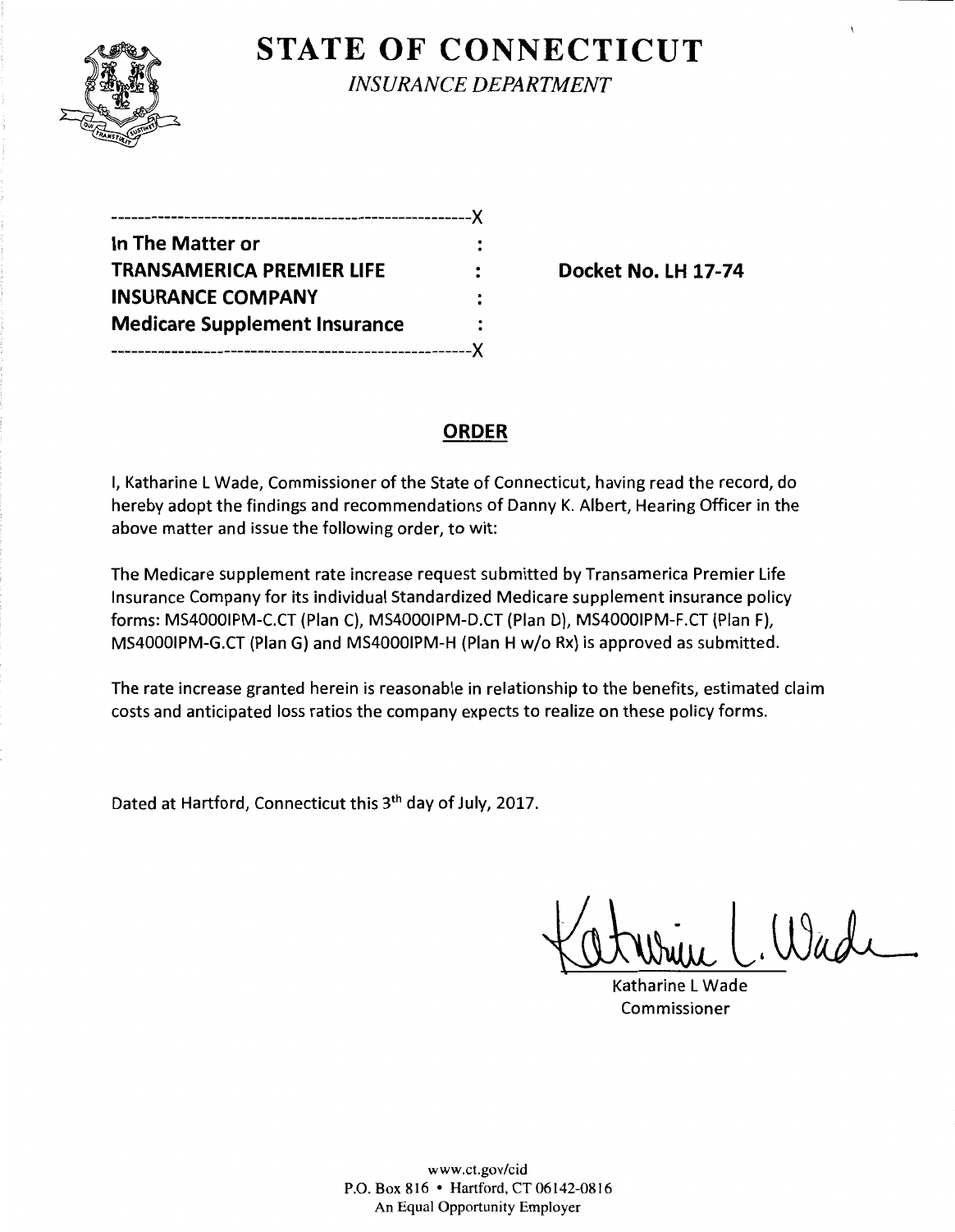# STATE OF CONNECTICUT

*INSURANCE DEPARTMENT*

```
------------------------------------------------------X
In The Matter or                                :
TRANSAMERICA PREMIER LIFE                       :
INSURANCE COMPANY                               :
Medicare Supplement Insurance                   :
------------------------------------------------------X
```

**Docket No. LH 17-74**

## ORDER

I, Katharine L Wade, Commissioner of the State of Connecticut, having read the record, do hereby adopt the findings and recommendations of Danny K. Albert, Hearing Officer in the above matter and issue the following order, to wit:

The Medicare supplement rate increase request submitted by Transamerica Premier Life Insurance Company for its individual Standardized Medicare supplement insurance policy forms: MS4000IPM-C.CT (Plan C), MS4000IPM-D.CT (Plan D), MS4000IPM-F.CT (Plan F), MS4000IPM-G.CT (Plan G) and MS4000IPM-H (Plan H w/o Rx) is approved as submitted.

The rate increase granted herein is reasonable in relationship to the benefits, estimated claim costs and anticipated loss ratios the company expects to realize on these policy forms.

Dated at Hartford, Connecticut this 3th day of July, 2017.

Katharine L Wade
Commissioner

www.ct.gov/cid
P.O. Box 816 • Hartford, CT 06142-0816
An Equal Opportunity Employer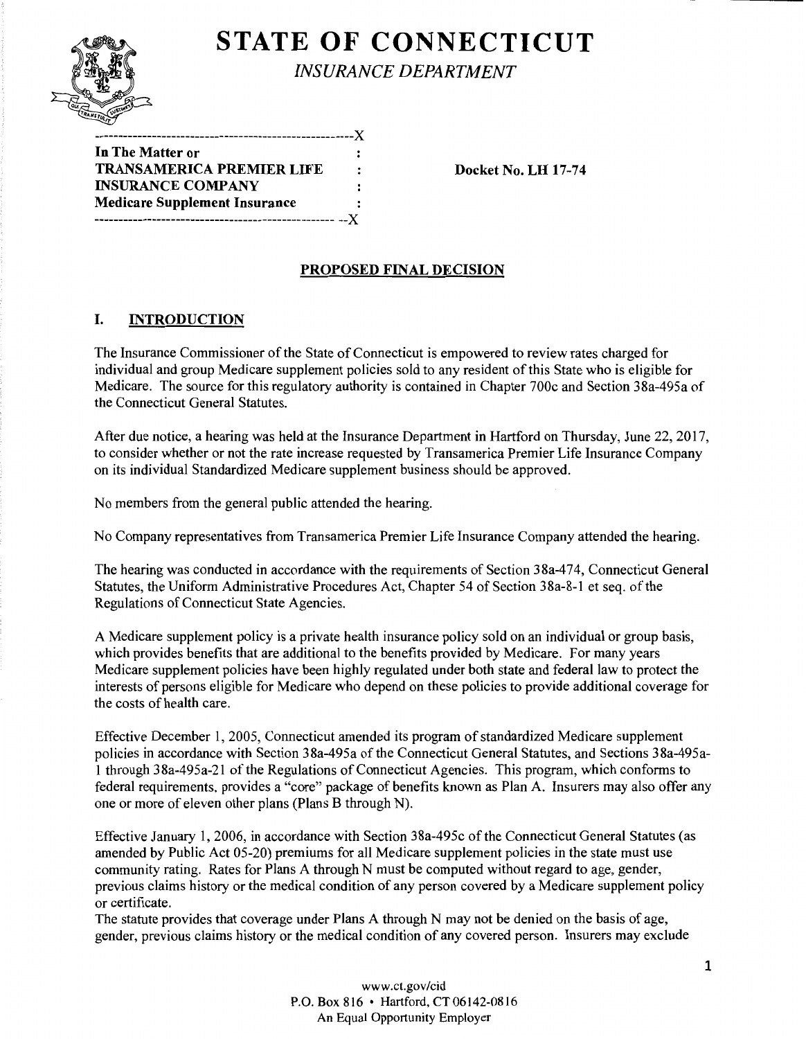# STATE OF CONNECTICUT

*INSURANCE DEPARTMENT*

```
---------------------------------------------------X
In The Matter or                                   :
TRANSAMERICA PREMIER LIFE                          :
INSURANCE COMPANY                                  :
Medicare Supplement Insurance                      :
---------------------------------------------------X
```

**Docket No. LH 17-74**

## PROPOSED FINAL DECISION

## I. INTRODUCTION

The Insurance Commissioner of the State of Connecticut is empowered to review rates charged for individual and group Medicare supplement policies sold to any resident of this State who is eligible for Medicare. The source for this regulatory authority is contained in Chapter 700c and Section 38a-495a of the Connecticut General Statutes.

After due notice, a hearing was held at the Insurance Department in Hartford on Thursday, June 22, 2017, to consider whether or not the rate increase requested by Transamerica Premier Life Insurance Company on its individual Standardized Medicare supplement business should be approved.

No members from the general public attended the hearing.

No Company representatives from Transamerica Premier Life Insurance Company attended the hearing.

The hearing was conducted in accordance with the requirements of Section 38a-474, Connecticut General Statutes, the Uniform Administrative Procedures Act, Chapter 54 of Section 38a-8-1 et seq. of the Regulations of Connecticut State Agencies.

A Medicare supplement policy is a private health insurance policy sold on an individual or group basis, which provides benefits that are additional to the benefits provided by Medicare. For many years Medicare supplement policies have been highly regulated under both state and federal law to protect the interests of persons eligible for Medicare who depend on these policies to provide additional coverage for the costs of health care.

Effective December 1, 2005, Connecticut amended its program of standardized Medicare supplement policies in accordance with Section 38a-495a of the Connecticut General Statutes, and Sections 38a-495a-1 through 38a-495a-21 of the Regulations of Connecticut Agencies. This program, which conforms to federal requirements, provides a "core" package of benefits known as Plan A. Insurers may also offer any one or more of eleven other plans (Plans B through N).

Effective January 1, 2006, in accordance with Section 38a-495c of the Connecticut General Statutes (as amended by Public Act 05-20) premiums for all Medicare supplement policies in the state must use community rating. Rates for Plans A through N must be computed without regard to age, gender, previous claims history or the medical condition of any person covered by a Medicare supplement policy or certificate.

The statute provides that coverage under Plans A through N may not be denied on the basis of age, gender, previous claims history or the medical condition of any covered person. Insurers may exclude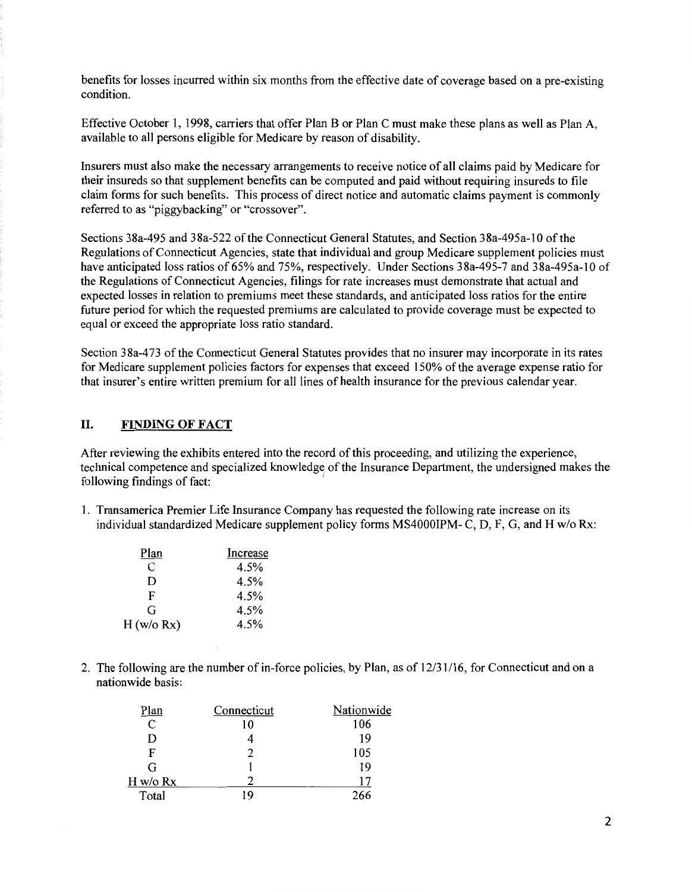benefits for losses incurred within six months from the effective date of coverage based on a pre-existing condition.

Effective October 1, 1998, carriers that offer Plan B or Plan C must make these plans as well as Plan A, available to all persons eligible for Medicare by reason of disability.

Insurers must also make the necessary arrangements to receive notice of all claims paid by Medicare for their insureds so that supplement benefits can be computed and paid without requiring insureds to file claim forms for such benefits. This process of direct notice and automatic claims payment is commonly referred to as "piggybacking" or "crossover".

Sections 38a-495 and 38a-522 of the Connecticut General Statutes, and Section 38a-495a-10 of the Regulations of Connecticut Agencies, state that individual and group Medicare supplement policies must have anticipated loss ratios of 65% and 75%, respectively. Under Sections 38a-495-7 and 38a-495a-10 of the Regulations of Connecticut Agencies, filings for rate increases must demonstrate that actual and expected losses in relation to premiums meet these standards, and anticipated loss ratios for the entire future period for which the requested premiums are calculated to provide coverage must be expected to equal or exceed the appropriate loss ratio standard.

Section 38a-473 of the Connecticut General Statutes provides that no insurer may incorporate in its rates for Medicare supplement policies factors for expenses that exceed 150% of the average expense ratio for that insurer's entire written premium for all lines of health insurance for the previous calendar year.

## II. FINDING OF FACT

After reviewing the exhibits entered into the record of this proceeding, and utilizing the experience, technical competence and specialized knowledge of the Insurance Department, the undersigned makes the following findings of fact:

1. Transamerica Premier Life Insurance Company has requested the following rate increase on its individual standardized Medicare supplement policy forms MS4000IPM- C, D, F, G, and H w/o Rx:

| Plan | Increase |
|---|---|
| C | 4.5% |
| D | 4.5% |
| F | 4.5% |
| G | 4.5% |
| H (w/o Rx) | 4.5% |

2. The following are the number of in-force policies, by Plan, as of 12/31/16, for Connecticut and on a nationwide basis:

| Plan | Connecticut | Nationwide |
|---|---|---|
| C | 10 | 106 |
| D | 4 | 19 |
| F | 2 | 105 |
| G | 1 | 19 |
| H w/o Rx | 2 | 17 |
| Total | 19 | 266 |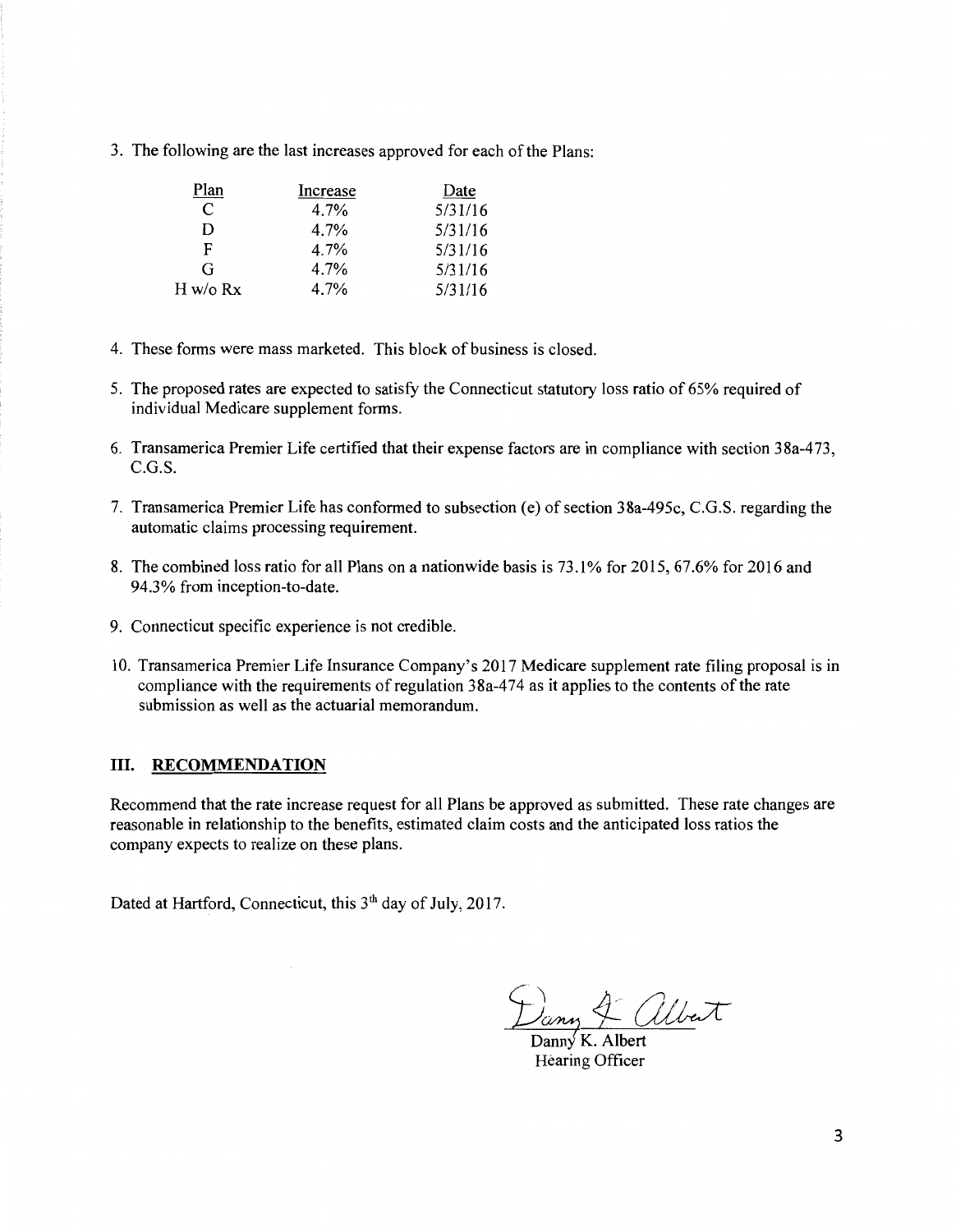3. The following are the last increases approved for each of the Plans:

| Plan | Increase | Date |
|---|---|---|
| C | 4.7% | 5/31/16 |
| D | 4.7% | 5/31/16 |
| F | 4.7% | 5/31/16 |
| G | 4.7% | 5/31/16 |
| H w/o Rx | 4.7% | 5/31/16 |

4. These forms were mass marketed. This block of business is closed.

5. The proposed rates are expected to satisfy the Connecticut statutory loss ratio of 65% required of individual Medicare supplement forms.

6. Transamerica Premier Life certified that their expense factors are in compliance with section 38a-473, C.G.S.

7. Transamerica Premier Life has conformed to subsection (e) of section 38a-495c, C.G.S. regarding the automatic claims processing requirement.

8. The combined loss ratio for all Plans on a nationwide basis is 73.1% for 2015, 67.6% for 2016 and 94.3% from inception-to-date.

9. Connecticut specific experience is not credible.

10. Transamerica Premier Life Insurance Company's 2017 Medicare supplement rate filing proposal is in compliance with the requirements of regulation 38a-474 as it applies to the contents of the rate submission as well as the actuarial memorandum.

## III. RECOMMENDATION

Recommend that the rate increase request for all Plans be approved as submitted. These rate changes are reasonable in relationship to the benefits, estimated claim costs and the anticipated loss ratios the company expects to realize on these plans.

Dated at Hartford, Connecticut, this 3th day of July, 2017.

Danny K. Albert
Hearing Officer